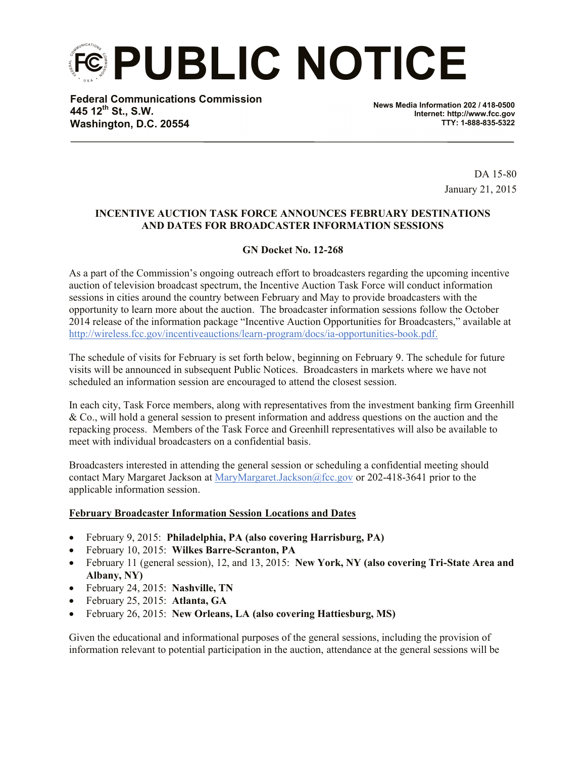# PUBLIC NOTICE

**Federal Communications Commission**
**445 12th St., S.W.**
**Washington, D.C. 20554**

**News Media Information 202 / 418-0500**
**Internet: http://www.fcc.gov**
**TTY: 1-888-835-5322**

DA 15-80
January 21, 2015

**INCENTIVE AUCTION TASK FORCE ANNOUNCES FEBRUARY DESTINATIONS AND DATES FOR BROADCASTER INFORMATION SESSIONS**

**GN Docket No. 12-268**

As a part of the Commission's ongoing outreach effort to broadcasters regarding the upcoming incentive auction of television broadcast spectrum, the Incentive Auction Task Force will conduct information sessions in cities around the country between February and May to provide broadcasters with the opportunity to learn more about the auction. The broadcaster information sessions follow the October 2014 release of the information package "Incentive Auction Opportunities for Broadcasters," available at http://wireless.fcc.gov/incentiveauctions/learn-program/docs/ia-opportunities-book.pdf.

The schedule of visits for February is set forth below, beginning on February 9. The schedule for future visits will be announced in subsequent Public Notices. Broadcasters in markets where we have not scheduled an information session are encouraged to attend the closest session.

In each city, Task Force members, along with representatives from the investment banking firm Greenhill & Co., will hold a general session to present information and address questions on the auction and the repacking process. Members of the Task Force and Greenhill representatives will also be available to meet with individual broadcasters on a confidential basis.

Broadcasters interested in attending the general session or scheduling a confidential meeting should contact Mary Margaret Jackson at MaryMargaret.Jackson@fcc.gov or 202-418-3641 prior to the applicable information session.

**February Broadcaster Information Session Locations and Dates**

- February 9, 2015: **Philadelphia, PA (also covering Harrisburg, PA)**
- February 10, 2015: **Wilkes Barre-Scranton, PA**
- February 11 (general session), 12, and 13, 2015: **New York, NY (also covering Tri-State Area and Albany, NY)**
- February 24, 2015: **Nashville, TN**
- February 25, 2015: **Atlanta, GA**
- February 26, 2015: **New Orleans, LA (also covering Hattiesburg, MS)**

Given the educational and informational purposes of the general sessions, including the provision of information relevant to potential participation in the auction, attendance at the general sessions will be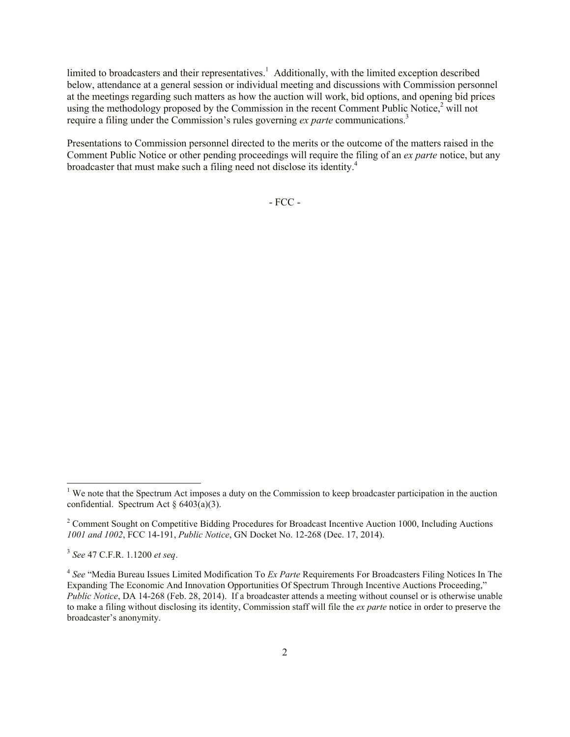limited to broadcasters and their representatives.[1] Additionally, with the limited exception described below, attendance at a general session or individual meeting and discussions with Commission personnel at the meetings regarding such matters as how the auction will work, bid options, and opening bid prices using the methodology proposed by the Commission in the recent Comment Public Notice,[2] will not require a filing under the Commission's rules governing *ex parte* communications.[3]

Presentations to Commission personnel directed to the merits or the outcome of the matters raised in the Comment Public Notice or other pending proceedings will require the filing of an *ex parte* notice, but any broadcaster that must make such a filing need not disclose its identity.[4]

- FCC -

---

[1] We note that the Spectrum Act imposes a duty on the Commission to keep broadcaster participation in the auction confidential. Spectrum Act § 6403(a)(3).

[2] Comment Sought on Competitive Bidding Procedures for Broadcast Incentive Auction 1000, Including Auctions *1001 and 1002*, FCC 14-191, *Public Notice*, GN Docket No. 12-268 (Dec. 17, 2014).

[3] *See* 47 C.F.R. 1.1200 *et seq*.

[4] *See* "Media Bureau Issues Limited Modification To *Ex Parte* Requirements For Broadcasters Filing Notices In The Expanding The Economic And Innovation Opportunities Of Spectrum Through Incentive Auctions Proceeding," *Public Notice*, DA 14-268 (Feb. 28, 2014). If a broadcaster attends a meeting without counsel or is otherwise unable to make a filing without disclosing its identity, Commission staff will file the *ex parte* notice in order to preserve the broadcaster's anonymity.